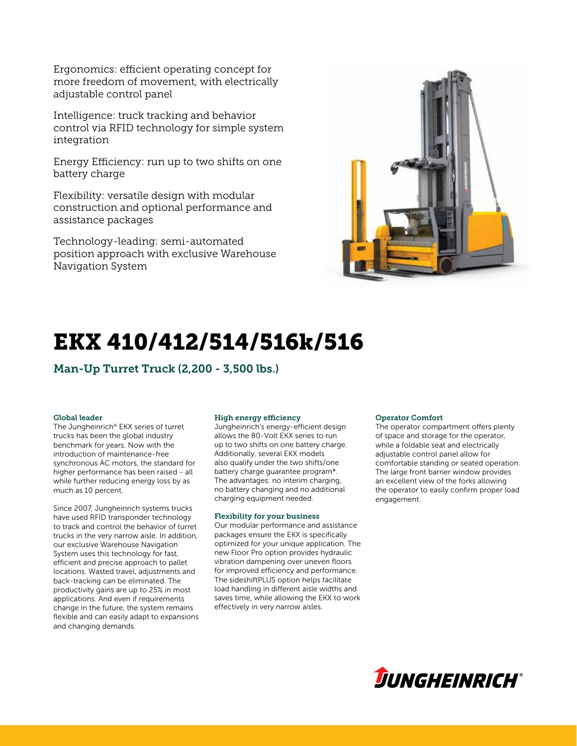Ergonomics: efficient operating concept for more freedom of movement, with electrically adjustable control panel

Intelligence: truck tracking and behavior control via RFID technology for simple system integration

Energy Efficiency: run up to two shifts on one battery charge

Flexibility: versatile design with modular construction and optional performance and assistance packages

Technology-leading: semi-automated position approach with exclusive Warehouse Navigation System

# EKX 410/412/514/516k/516

## Man-Up Turret Truck (2,200 - 3,500 lbs.)

### Global leader

The Jungheinrich® EKX series of turret trucks has been the global industry benchmark for years. Now with the introduction of maintenance-free synchronous AC motors, the standard for higher performance has been raised - all while further reducing energy loss by as much as 10 percent.

Since 2007, Jungheinrich systems trucks have used RFID transponder technology to track and control the behavior of turret trucks in the very narrow aisle. In addition, our exclusive Warehouse Navigation System uses this technology for fast, efficient and precise approach to pallet locations. Wasted travel, adjustments and back-tracking can be eliminated. The productivity gains are up to 25% in most applications. And even if requirements change in the future, the system remains flexible and can easily adapt to expansions and changing demands.

### High energy efficiency

Jungheinrich's energy-efficient design allows the 80-Volt EKX series to run up to two shifts on one battery charge. Additionally, several EKX models also qualify under the two shifts/one battery charge guarantee program*. The advantages: no interim charging, no battery changing and no additional charging equipment needed.

### Flexibility for your business

Our modular performance and assistance packages ensure the EKX is specifically optimized for your unique application. The new Floor Pro option provides hydraulic vibration dampening over uneven floors for improved efficiency and performance. The sideshiftPLUS option helps facilitate load handling in different aisle widths and saves time, while allowing the EKX to work effectively in very narrow aisles.

### Operator Comfort

The operator compartment offers plenty of space and storage for the operator, while a foldable seat and electrically adjustable control panel allow for comfortable standing or seated operation. The large front barrier window provides an excellent view of the forks allowing the operator to easily confirm proper load engagement.

JUNGHEINRICH®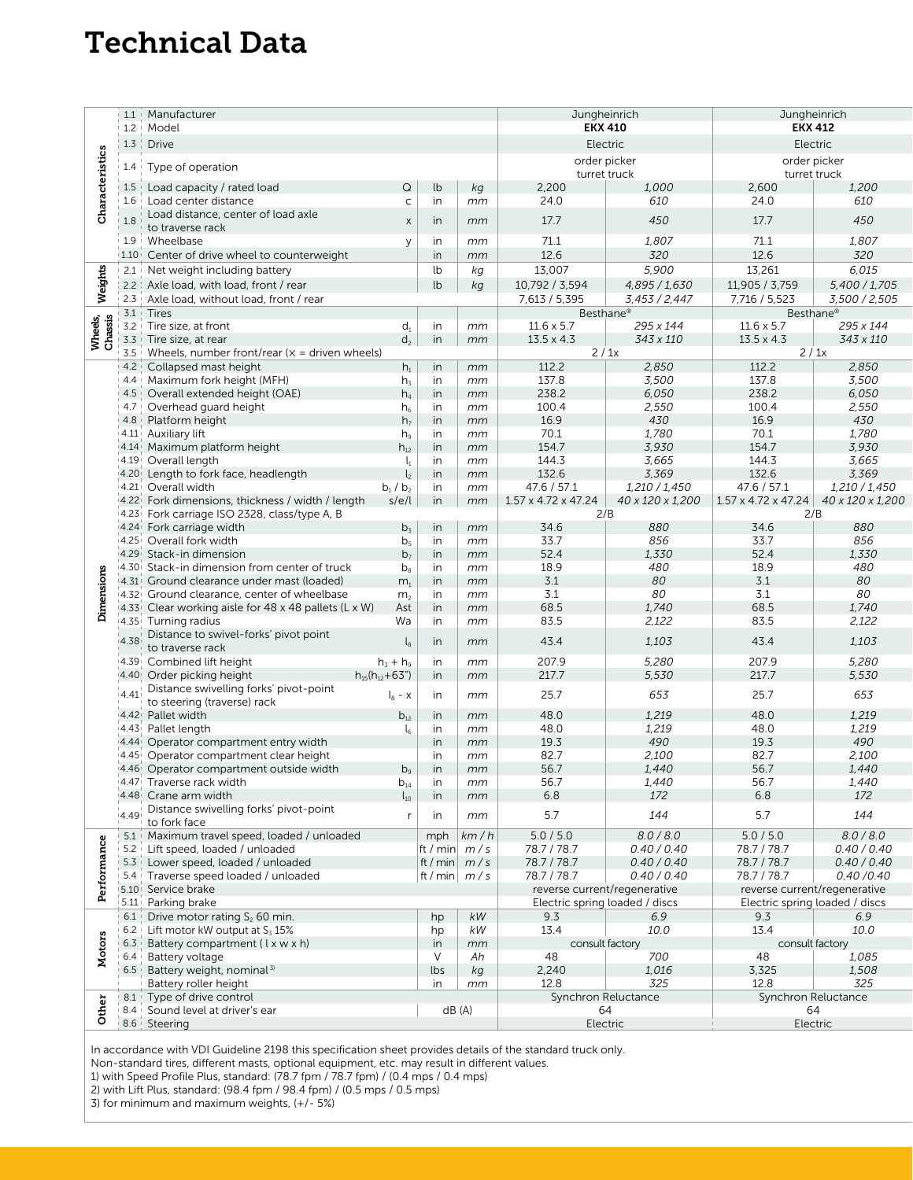# Technical Data

| Section | No. | Description | Symbol | Unit | Unit (metric) | EKX 410 | EKX 410 (metric) | EKX 412 | EKX 412 (metric) |
|---|---|---|---|---|---|---|---|---|---|
| Characteristics | 1.1 | Manufacturer | | | | Jungheinrich | | Jungheinrich | |
| | 1.2 | Model | | | | **EKX 410** | | **EKX 412** | |
| | 1.3 | Drive | | | | Electric | | Electric | |
| | 1.4 | Type of operation | | | | order picker turret truck | | order picker turret truck | |
| | 1.5 | Load capacity / rated load | Q | lb | *kg* | 2,200 | *1,000* | 2,600 | *1,200* |
| | 1.6 | Load center distance | c | in | *mm* | 24.0 | *610* | 24.0 | *610* |
| | 1.8 | Load distance, center of load axle to traverse rack | x | in | *mm* | 17.7 | *450* | 17.7 | *450* |
| | 1.9 | Wheelbase | y | in | *mm* | 71.1 | *1,807* | 71.1 | *1,807* |
| | 1.10 | Center of drive wheel to counterweight | | in | *mm* | 12.6 | *320* | 12.6 | *320* |
| Weights | 2.1 | Net weight including battery | | lb | *kg* | 13,007 | *5,900* | 13,261 | *6,015* |
| | 2.2 | Axle load, with load, front / rear | | lb | *kg* | 10,792 / 3,594 | *4,895 / 1,630* | 11,905 / 3,759 | *5,400 / 1,705* |
| | 2.3 | Axle load, without load, front / rear | | | | 7,613 / 5,395 | *3,453 / 2,447* | 7,716 / 5,523 | *3,500 / 2,505* |
| Wheels, Chassis | 3.1 | Tires | | | | Besthane® | | Besthane® | |
| | 3.2 | Tire size, at front | $d_1$ | in | *mm* | 11.6 x 5.7 | *295 x 144* | 11.6 x 5.7 | *295 x 144* |
| | 3.3 | Tire size, at rear | $d_2$ | in | *mm* | 13.5 x 4.3 | *343 x 110* | 13.5 x 4.3 | *343 x 110* |
| | 3.5 | Wheels, number front/rear (x = driven wheels) | | | | 2 / 1x | | 2 / 1x | |
| Dimensions | 4.2 | Collapsed mast height | $h_1$ | in | *mm* | 112.2 | *2,850* | 112.2 | *2,850* |
| | 4.4 | Maximum fork height (MFH) | $h_3$ | in | *mm* | 137.8 | *3,500* | 137.8 | *3,500* |
| | 4.5 | Overall extended height (OAE) | $h_4$ | in | *mm* | 238.2 | *6,050* | 238.2 | *6,050* |
| | 4.7 | Overhead guard height | $h_6$ | in | *mm* | 100.4 | *2,550* | 100.4 | *2,550* |
| | 4.8 | Platform height | $h_7$ | in | *mm* | 16.9 | *430* | 16.9 | *430* |
| | 4.11 | Auxiliary lift | $h_9$ | in | *mm* | 70.1 | *1,780* | 70.1 | *1,780* |
| | 4.14 | Maximum platform height | $h_{12}$ | in | *mm* | 154.7 | *3,930* | 154.7 | *3,930* |
| | 4.19 | Overall length | $l_1$ | in | *mm* | 144.3 | *3,665* | 144.3 | *3,665* |
| | 4.20 | Length to fork face, headlength | $l_2$ | in | *mm* | 132.6 | *3,369* | 132.6 | *3,369* |
| | 4.21 | Overall width | $b_1$ / $b_2$ | in | *mm* | 47.6 / 57.1 | *1,210 / 1,450* | 47.6 / 57.1 | *1,210 / 1,450* |
| | 4.22 | Fork dimensions, thickness / width / length | s/e/l | in | *mm* | 1.57 x 4.72 x 47.24 | *40 x 120 x 1,200* | 1.57 x 4.72 x 47.24 | *40 x 120 x 1,200* |
| | 4.23 | Fork carriage ISO 2328, class/type A, B | | | | 2/B | | 2/B | |
| | 4.24 | Fork carriage width | $b_3$ | in | *mm* | 34.6 | *880* | 34.6 | *880* |
| | 4.25 | Overall fork width | $b_5$ | in | *mm* | 33.7 | *856* | 33.7 | *856* |
| | 4.29 | Stack-in dimension | $b_7$ | in | *mm* | 52.4 | *1,330* | 52.4 | *1,330* |
| | 4.30 | Stack-in dimension from center of truck | $b_8$ | in | *mm* | 18.9 | *480* | 18.9 | *480* |
| | 4.31 | Ground clearance under mast (loaded) | $m_1$ | in | *mm* | 3.1 | *80* | 3.1 | *80* |
| | 4.32 | Ground clearance, center of wheelbase | $m_2$ | in | *mm* | 3.1 | *80* | 3.1 | *80* |
| | 4.33 | Clear working aisle for 48 x 48 pallets (L x W) | Ast | in | *mm* | 68.5 | *1,740* | 68.5 | *1,740* |
| | 4.35 | Turning radius | Wa | in | *mm* | 83.5 | *2,122* | 83.5 | *2,122* |
| | 4.38 | Distance to swivel-forks' pivot point to traverse rack | $l_8$ | in | *mm* | 43.4 | *1,103* | 43.4 | *1,103* |
| | 4.39 | Combined lift height | $h_3 + h_9$ | in | *mm* | 207.9 | *5,280* | 207.9 | *5,280* |
| | 4.40 | Order picking height | $h_{15}(h_{12}+63")$ | in | *mm* | 217.7 | *5,530* | 217.7 | *5,530* |
| | 4.41 | Distance swivelling forks' pivot-point to steering (traverse) rack | $l_8 - x$ | in | *mm* | 25.7 | *653* | 25.7 | *653* |
| | 4.42 | Pallet width | $b_{12}$ | in | *mm* | 48.0 | *1,219* | 48.0 | *1,219* |
| | 4.43 | Pallet length | $l_6$ | in | *mm* | 48.0 | *1,219* | 48.0 | *1,219* |
| | 4.44 | Operator compartment entry width | | in | *mm* | 19.3 | *490* | 19.3 | *490* |
| | 4.45 | Operator compartment clear height | | in | *mm* | 82.7 | *2,100* | 82.7 | *2,100* |
| | 4.46 | Operator compartment outside width | $b_9$ | in | *mm* | 56.7 | *1,440* | 56.7 | *1,440* |
| | 4.47 | Traverse rack width | $b_{14}$ | in | *mm* | 56.7 | *1,440* | 56.7 | *1,440* |
| | 4.48 | Crane arm width | $l_{10}$ | in | *mm* | 6.8 | *172* | 6.8 | *172* |
| | 4.49 | Distance swivelling forks' pivot-point to fork face | r | in | *mm* | 5.7 | *144* | 5.7 | *144* |
| Performance | 5.1 | Maximum travel speed, loaded / unloaded | | mph | *km / h* | 5.0 / 5.0 | *8.0 / 8.0* | 5.0 / 5.0 | *8.0 / 8.0* |
| | 5.2 | Lift speed, loaded / unloaded | | ft / min | *m / s* | 78.7 / 78.7 | *0.40 / 0.40* | 78.7 / 78.7 | *0.40 / 0.40* |
| | 5.3 | Lower speed, loaded / unloaded | | ft / min | *m / s* | 78.7 / 78.7 | *0.40 / 0.40* | 78.7 / 78.7 | *0.40 / 0.40* |
| | 5.4 | Traverse speed loaded / unloaded | | ft / min | *m / s* | 78.7 / 78.7 | *0.40 / 0.40* | 78.7 / 78.7 | *0.40 /0.40* |
| | 5.10 | Service brake | | | | reverse current/regenerative | | reverse current/regenerative | |
| | 5.11 | Parking brake | | | | Electric spring loaded / discs | | Electric spring loaded / discs | |
| Motors | 6.1 | Drive motor rating $S_2$ 60 min. | | hp | *kW* | 9.3 | *6.9* | 9.3 | *6.9* |
| | 6.2 | Lift motor kW output at $S_3$ 15% | | hp | *kW* | 13.4 | *10.0* | 13.4 | *10.0* |
| | 6.3 | Battery compartment ( l x w x h) | | in | *mm* | consult factory | | consult factory | |
| | 6.4 | Battery voltage | | V | *Ah* | 48 | *700* | 48 | *1,085* |
| | 6.5 | Battery weight, nominal [3] | | lbs | *kg* | 2,240 | *1,016* | 3,325 | *1,508* |
| | | Battery roller height | | in | *mm* | 12.8 | *325* | 12.8 | *325* |
| Other | 8.1 | Type of drive control | | | | Synchron Reluctance | | Synchron Reluctance | |
| | 8.4 | Sound level at driver's ear | | dB (A) | | 64 | | 64 | |
| | 8.6 | Steering | | | | Electric | | Electric | |

In accordance with VDI Guideline 2198 this specification sheet provides details of the standard truck only.
Non-standard tires, different masts, optional equipment, etc. may result in different values.
1) with Speed Profile Plus, standard: (78.7 fpm / 78.7 fpm) / (0.4 mps / 0.4 mps)
2) with Lift Plus, standard: (98.4 fpm / 98.4 fpm) / (0.5 mps / 0.5 mps)
3) for minimum and maximum weights, (+/- 5%)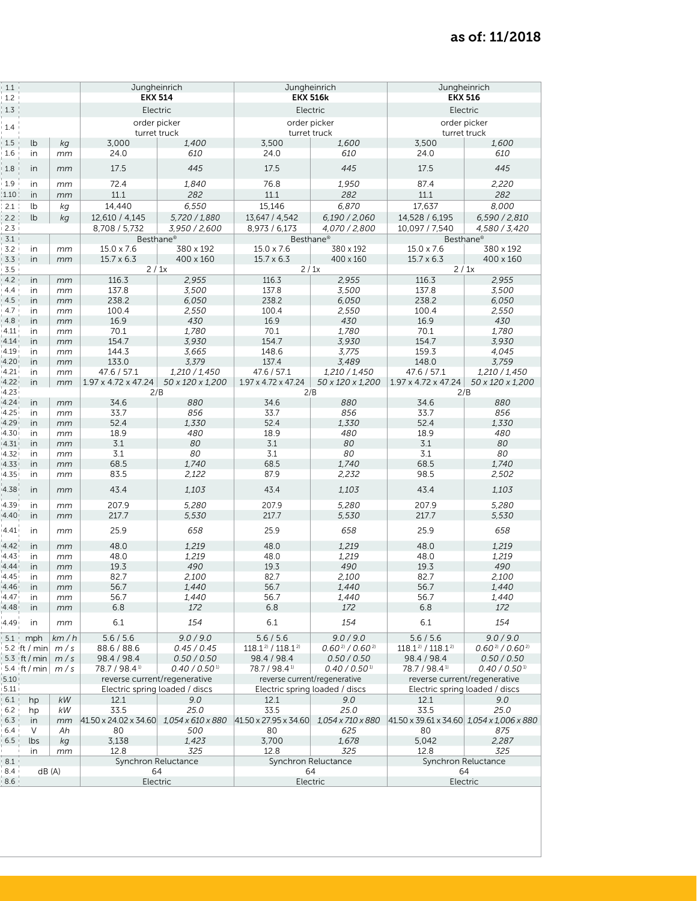as of: 11/2018

| | | | EKX 514 | | EKX 516k | | EKX 516 | |
|---|---|---|---|---|---|---|---|---|
| 1.1 | | | Jungheinrich | | Jungheinrich | | Jungheinrich | |
| 1.2 | | | **EKX 514** | | **EKX 516k** | | **EKX 516** | |
| 1.3 | | | Electric | | Electric | | Electric | |
| 1.4 | | | order picker turret truck | | order picker turret truck | | order picker turret truck | |
| 1.5 | lb | *kg* | 3,000 | *1,400* | 3,500 | *1,600* | 3,500 | *1,600* |
| 1.6 | in | *mm* | 24.0 | *610* | 24.0 | *610* | 24.0 | *610* |
| 1.8 | in | *mm* | 17.5 | *445* | 17.5 | *445* | 17.5 | *445* |
| 1.9 | in | *mm* | 72.4 | *1,840* | 76.8 | *1,950* | 87.4 | *2,220* |
| 1.10 | in | *mm* | 11.1 | *282* | 11.1 | *282* | 11.1 | *282* |
| 2.1 | lb | *kg* | 14,440 | *6,550* | 15,146 | *6,870* | 17,637 | *8,000* |
| 2.2 | lb | *kg* | 12,610 / 4,145 | *5,720 / 1,880* | 13,647 / 4,542 | *6,190 / 2,060* | 14,528 / 6,195 | *6,590 / 2,810* |
| 2.3 | | | 8,708 / 5,732 | *3,950 / 2,600* | 8,973 / 6,173 | *4,070 / 2,800* | 10,097 / 7,540 | *4,580 / 3,420* |
| 3.1 | | | Besthane® | | Besthane® | | Besthane® | |
| 3.2 | in | *mm* | 15.0 x 7.6 | 380 x 192 | 15.0 x 7.6 | 380 x 192 | 15.0 x 7.6 | 380 x 192 |
| 3.3 | in | *mm* | 15.7 x 6.3 | 400 x 160 | 15.7 x 6.3 | 400 x 160 | 15.7 x 6.3 | 400 x 160 |
| 3.5 | | | 2 / 1x | | 2 / 1x | | 2 / 1x | |
| 4.2 | in | *mm* | 116.3 | *2,955* | 116.3 | *2,955* | 116.3 | *2,955* |
| 4.4 | in | *mm* | 137.8 | *3,500* | 137.8 | *3,500* | 137.8 | *3,500* |
| 4.5 | in | *mm* | 238.2 | *6,050* | 238.2 | *6,050* | 238.2 | *6,050* |
| 4.7 | in | *mm* | 100.4 | *2,550* | 100.4 | *2,550* | 100.4 | *2,550* |
| 4.8 | in | *mm* | 16.9 | *430* | 16.9 | *430* | 16.9 | *430* |
| 4.11 | in | *mm* | 70.1 | *1,780* | 70.1 | *1,780* | 70.1 | *1,780* |
| 4.14 | in | *mm* | 154.7 | *3,930* | 154.7 | *3,930* | 154.7 | *3,930* |
| 4.19 | in | *mm* | 144.3 | *3,665* | 148.6 | *3,775* | 159.3 | *4,045* |
| 4.20 | in | *mm* | 133.0 | *3,379* | 137.4 | *3,489* | 148.0 | *3,759* |
| 4.21 | in | *mm* | 47.6 / 57.1 | *1,210 / 1,450* | 47.6 / 57.1 | *1,210 / 1,450* | 47.6 / 57.1 | *1,210 / 1,450* |
| 4.22 | in | *mm* | 1.97 x 4.72 x 47.24 | *50 x 120 x 1,200* | 1.97 x 4.72 x 47.24 | *50 x 120 x 1,200* | 1.97 x 4.72 x 47.24 | *50 x 120 x 1,200* |
| 4.23 | | | 2/B | | 2/B | | 2/B | |
| 4.24 | in | *mm* | 34.6 | *880* | 34.6 | *880* | 34.6 | *880* |
| 4.25 | in | *mm* | 33.7 | *856* | 33.7 | *856* | 33.7 | *856* |
| 4.29 | in | *mm* | 52.4 | *1,330* | 52.4 | *1,330* | 52.4 | *1,330* |
| 4.30 | in | *mm* | 18.9 | *480* | 18.9 | *480* | 18.9 | *480* |
| 4.31 | in | *mm* | 3.1 | *80* | 3.1 | *80* | 3.1 | *80* |
| 4.32 | in | *mm* | 3.1 | *80* | 3.1 | *80* | 3.1 | *80* |
| 4.33 | in | *mm* | 68.5 | *1,740* | 68.5 | *1,740* | 68.5 | *1,740* |
| 4.35 | in | *mm* | 83.5 | *2,122* | 87.9 | *2,232* | 98.5 | *2,502* |
| 4.38 | in | *mm* | 43.4 | *1,103* | 43.4 | *1,103* | 43.4 | *1,103* |
| 4.39 | in | *mm* | 207.9 | *5,280* | 207.9 | *5,280* | 207.9 | *5,280* |
| 4.40 | in | *mm* | 217.7 | *5,530* | 217.7 | *5,530* | 217.7 | *5,530* |
| 4.41 | in | *mm* | 25.9 | *658* | 25.9 | *658* | 25.9 | *658* |
| 4.42 | in | *mm* | 48.0 | *1,219* | 48.0 | *1,219* | 48.0 | *1,219* |
| 4.43 | in | *mm* | 48.0 | *1,219* | 48.0 | *1,219* | 48.0 | *1,219* |
| 4.44 | in | *mm* | 19.3 | *490* | 19.3 | *490* | 19.3 | *490* |
| 4.45 | in | *mm* | 82.7 | *2,100* | 82.7 | *2,100* | 82.7 | *2,100* |
| 4.46 | in | *mm* | 56.7 | *1,440* | 56.7 | *1,440* | 56.7 | *1,440* |
| 4.47 | in | *mm* | 56.7 | *1,440* | 56.7 | *1,440* | 56.7 | *1,440* |
| 4.48 | in | *mm* | 6.8 | *172* | 6.8 | *172* | 6.8 | *172* |
| 4.49 | in | *mm* | 6.1 | *154* | 6.1 | *154* | 6.1 | *154* |
| 5.1 | mph | *km / h* | 5.6 / 5.6 | *9.0 / 9.0* | 5.6 / 5.6 | *9.0 / 9.0* | 5.6 / 5.6 | *9.0 / 9.0* |
| 5.2 | ft / min | *m / s* | 88.6 / 88.6 | *0.45 / 0.45* | 118.1[2] / 118.1[2] | *0.60[2] / 0.60[2]* | 118.1[2] / 118.1[2] | *0.60[2] / 0.60[2]* |
| 5.3 | ft / min | *m / s* | 98.4 / 98.4 | *0.50 / 0.50* | 98.4 / 98.4 | *0.50 / 0.50* | 98.4 / 98.4 | *0.50 / 0.50* |
| 5.4 | ft / min | *m / s* | 78.7 / 98.4[1] | *0.40 / 0.50[1]* | 78.7 / 98.4[1] | *0.40 / 0.50[1]* | 78.7 / 98.4[1] | *0.40 / 0.50[1]* |
| 5.10 | | | reverse current/regenerative | | reverse current/regenerative | | reverse current/regenerative | |
| 5.11 | | | Electric spring loaded / discs | | Electric spring loaded / discs | | Electric spring loaded / discs | |
| 6.1 | hp | *kW* | 12.1 | *9.0* | 12.1 | *9.0* | 12.1 | *9.0* |
| 6.2 | hp | *kW* | 33.5 | *25.0* | 33.5 | *25.0* | 33.5 | *25.0* |
| 6.3 | in | *mm* | 41.50 x 24.02 x 34.60 | *1,054 x 610 x 880* | 41.50 x 27.95 x 34.60 | *1,054 x 710 x 880* | 41.50 x 39.61 x 34.60 | *1,054 x 1,006 x 880* |
| 6.4 | V | *Ah* | 80 | *500* | 80 | *625* | 80 | *875* |
| 6.5 | lbs | *kg* | 3,138 | *1,423* | 3,700 | *1,678* | 5,042 | *2,287* |
| | in | *mm* | 12.8 | *325* | 12.8 | *325* | 12.8 | *325* |
| 8.1 | | | Synchron Reluctance | | Synchron Reluctance | | Synchron Reluctance | |
| 8.4 | dB (A) | | 64 | | 64 | | 64 | |
| 8.6 | | | Electric | | Electric | | Electric | |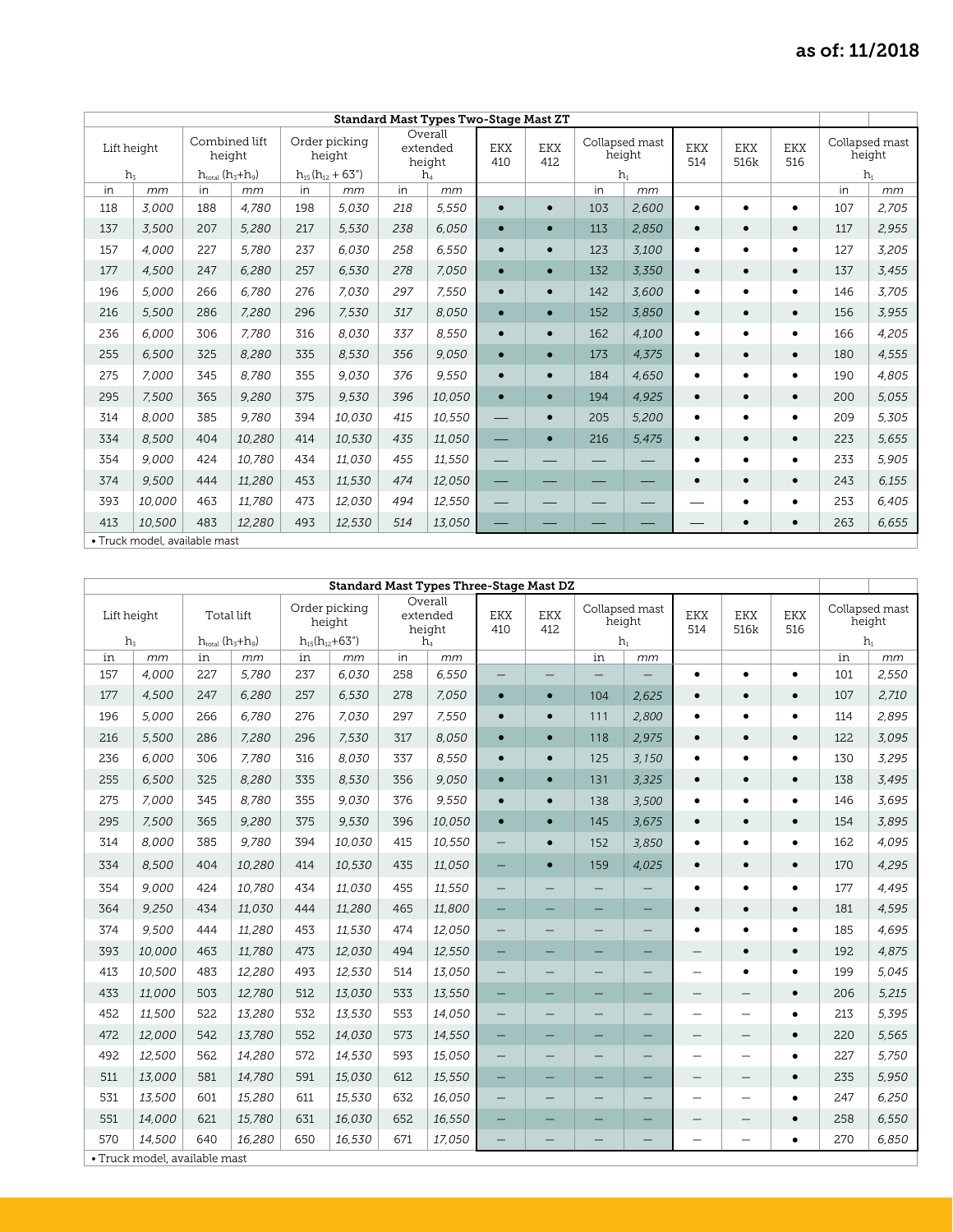as of: 11/2018

| Standard Mast Types Two-Stage Mast ZT | | | | | | | | | | | | | | | | |
|---|---|---|---|---|---|---|---|---|---|---|---|---|---|---|---|---|
| Lift height $h_3$ | | Combined lift height $h_{total}$ $(h_3+h_9)$ | | Order picking height $h_{15}(h_{12}+63")$ | | Overall extended height $h_4$ | | EKX 410 | EKX 412 | Collapsed mast height $h_1$ | | EKX 514 | EKX 516k | EKX 516 | Collapsed mast height $h_1$ | |
| in | mm | in | mm | in | mm | in | mm | | | in | mm | | | | in | mm |
| 118 | 3,000 | 188 | 4,780 | 198 | 5,030 | 218 | 5,550 | • | • | 103 | 2,600 | • | • | • | 107 | 2,705 |
| 137 | 3,500 | 207 | 5,280 | 217 | 5,530 | 238 | 6,050 | • | • | 113 | 2,850 | • | • | • | 117 | 2,955 |
| 157 | 4,000 | 227 | 5,780 | 237 | 6,030 | 258 | 6,550 | • | • | 123 | 3,100 | • | • | • | 127 | 3,205 |
| 177 | 4,500 | 247 | 6,280 | 257 | 6,530 | 278 | 7,050 | • | • | 132 | 3,350 | • | • | • | 137 | 3,455 |
| 196 | 5,000 | 266 | 6,780 | 276 | 7,030 | 297 | 7,550 | • | • | 142 | 3,600 | • | • | • | 146 | 3,705 |
| 216 | 5,500 | 286 | 7,280 | 296 | 7,530 | 317 | 8,050 | • | • | 152 | 3,850 | • | • | • | 156 | 3,955 |
| 236 | 6,000 | 306 | 7,780 | 316 | 8,030 | 337 | 8,550 | • | • | 162 | 4,100 | • | • | • | 166 | 4,205 |
| 255 | 6,500 | 325 | 8,280 | 335 | 8,530 | 356 | 9,050 | • | • | 173 | 4,375 | • | • | • | 180 | 4,555 |
| 275 | 7,000 | 345 | 8,780 | 355 | 9,030 | 376 | 9,550 | • | • | 184 | 4,650 | • | • | • | 190 | 4,805 |
| 295 | 7,500 | 365 | 9,280 | 375 | 9,530 | 396 | 10,050 | • | • | 194 | 4,925 | • | • | • | 200 | 5,055 |
| 314 | 8,000 | 385 | 9,780 | 394 | 10,030 | 415 | 10,550 | — | • | 205 | 5,200 | • | • | • | 209 | 5,305 |
| 334 | 8,500 | 404 | 10,280 | 414 | 10,530 | 435 | 11,050 | — | • | 216 | 5,475 | • | • | • | 223 | 5,655 |
| 354 | 9,000 | 424 | 10,780 | 434 | 11,030 | 455 | 11,550 | — | — | — | — | • | • | • | 233 | 5,905 |
| 374 | 9,500 | 444 | 11,280 | 453 | 11,530 | 474 | 12,050 | — | — | — | — | • | • | • | 243 | 6,155 |
| 393 | 10,000 | 463 | 11,780 | 473 | 12,030 | 494 | 12,550 | — | — | — | — | — | • | • | 253 | 6,405 |
| 413 | 10,500 | 483 | 12,280 | 493 | 12,530 | 514 | 13,050 | — | — | — | — | — | • | • | 263 | 6,655 |

• Truck model, available mast

| Standard Mast Types Three-Stage Mast DZ | | | | | | | | | | | | | | | | |
|---|---|---|---|---|---|---|---|---|---|---|---|---|---|---|---|---|
| Lift height $h_3$ | | Total lift $h_{total}$ $(h_3+h_9)$ | | Order picking height $h_{15}(h_{12}+63")$ | | Overall extended height $h_4$ | | EKX 410 | EKX 412 | Collapsed mast height $h_1$ | | EKX 514 | EKX 516k | EKX 516 | Collapsed mast height $h_1$ | |
| in | mm | in | mm | in | mm | in | mm | | | in | mm | | | | in | mm |
| 157 | 4,000 | 227 | 5,780 | 237 | 6,030 | 258 | 6,550 | — | — | — | — | • | • | • | 101 | 2,550 |
| 177 | 4,500 | 247 | 6,280 | 257 | 6,530 | 278 | 7,050 | • | • | 104 | 2,625 | • | • | • | 107 | 2,710 |
| 196 | 5,000 | 266 | 6,780 | 276 | 7,030 | 297 | 7,550 | • | • | 111 | 2,800 | • | • | • | 114 | 2,895 |
| 216 | 5,500 | 286 | 7,280 | 296 | 7,530 | 317 | 8,050 | • | • | 118 | 2,975 | • | • | • | 122 | 3,095 |
| 236 | 6,000 | 306 | 7,780 | 316 | 8,030 | 337 | 8,550 | • | • | 125 | 3,150 | • | • | • | 130 | 3,295 |
| 255 | 6,500 | 325 | 8,280 | 335 | 8,530 | 356 | 9,050 | • | • | 131 | 3,325 | • | • | • | 138 | 3,495 |
| 275 | 7,000 | 345 | 8,780 | 355 | 9,030 | 376 | 9,550 | • | • | 138 | 3,500 | • | • | • | 146 | 3,695 |
| 295 | 7,500 | 365 | 9,280 | 375 | 9,530 | 396 | 10,050 | • | • | 145 | 3,675 | • | • | • | 154 | 3,895 |
| 314 | 8,000 | 385 | 9,780 | 394 | 10,030 | 415 | 10,550 | — | • | 152 | 3,850 | • | • | • | 162 | 4,095 |
| 334 | 8,500 | 404 | 10,280 | 414 | 10,530 | 435 | 11,050 | — | • | 159 | 4,025 | • | • | • | 170 | 4,295 |
| 354 | 9,000 | 424 | 10,780 | 434 | 11,030 | 455 | 11,550 | — | — | — | — | • | • | • | 177 | 4,495 |
| 364 | 9,250 | 434 | 11,030 | 444 | 11,280 | 465 | 11,800 | — | — | — | — | • | • | • | 181 | 4,595 |
| 374 | 9,500 | 444 | 11,280 | 453 | 11,530 | 474 | 12,050 | — | — | — | — | • | • | • | 185 | 4,695 |
| 393 | 10,000 | 463 | 11,780 | 473 | 12,030 | 494 | 12,550 | — | — | — | — | — | • | • | 192 | 4,875 |
| 413 | 10,500 | 483 | 12,280 | 493 | 12,530 | 514 | 13,050 | — | — | — | — | — | • | • | 199 | 5,045 |
| 433 | 11,000 | 503 | 12,780 | 512 | 13,030 | 533 | 13,550 | — | — | — | — | — | — | • | 206 | 5,215 |
| 452 | 11,500 | 522 | 13,280 | 532 | 13,530 | 553 | 14,050 | — | — | — | — | — | — | • | 213 | 5,395 |
| 472 | 12,000 | 542 | 13,780 | 552 | 14,030 | 573 | 14,550 | — | — | — | — | — | — | • | 220 | 5,565 |
| 492 | 12,500 | 562 | 14,280 | 572 | 14,530 | 593 | 15,050 | — | — | — | — | — | — | • | 227 | 5,750 |
| 511 | 13,000 | 581 | 14,780 | 591 | 15,030 | 612 | 15,550 | — | — | — | — | — | — | • | 235 | 5,950 |
| 531 | 13,500 | 601 | 15,280 | 611 | 15,530 | 632 | 16,050 | — | — | — | — | — | — | • | 247 | 6,250 |
| 551 | 14,000 | 621 | 15,780 | 631 | 16,030 | 652 | 16,550 | — | — | — | — | — | — | • | 258 | 6,550 |
| 570 | 14,500 | 640 | 16,280 | 650 | 16,530 | 671 | 17,050 | — | — | — | — | — | — | • | 270 | 6,850 |

• Truck model, available mast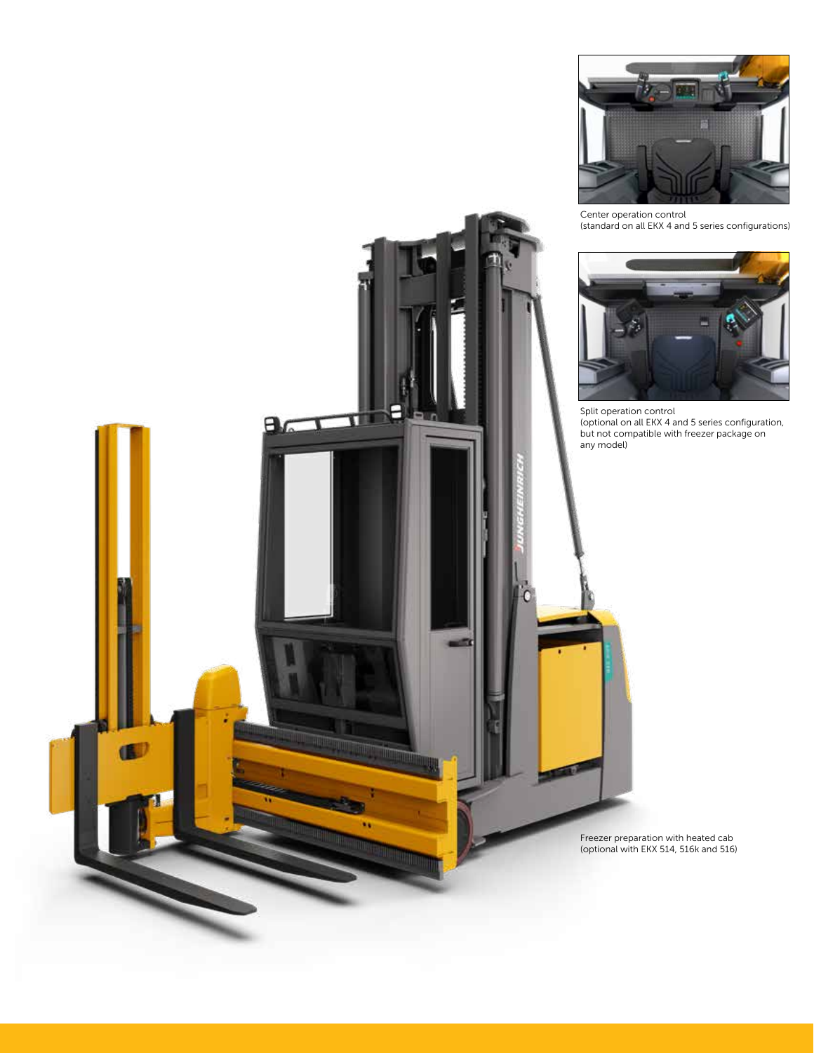Center operation control
(standard on all EKX 4 and 5 series configurations)

Split operation control
(optional on all EKX 4 and 5 series configuration, but not compatible with freezer package on any model)

Freezer preparation with heated cab
(optional with EKX 514, 516k and 516)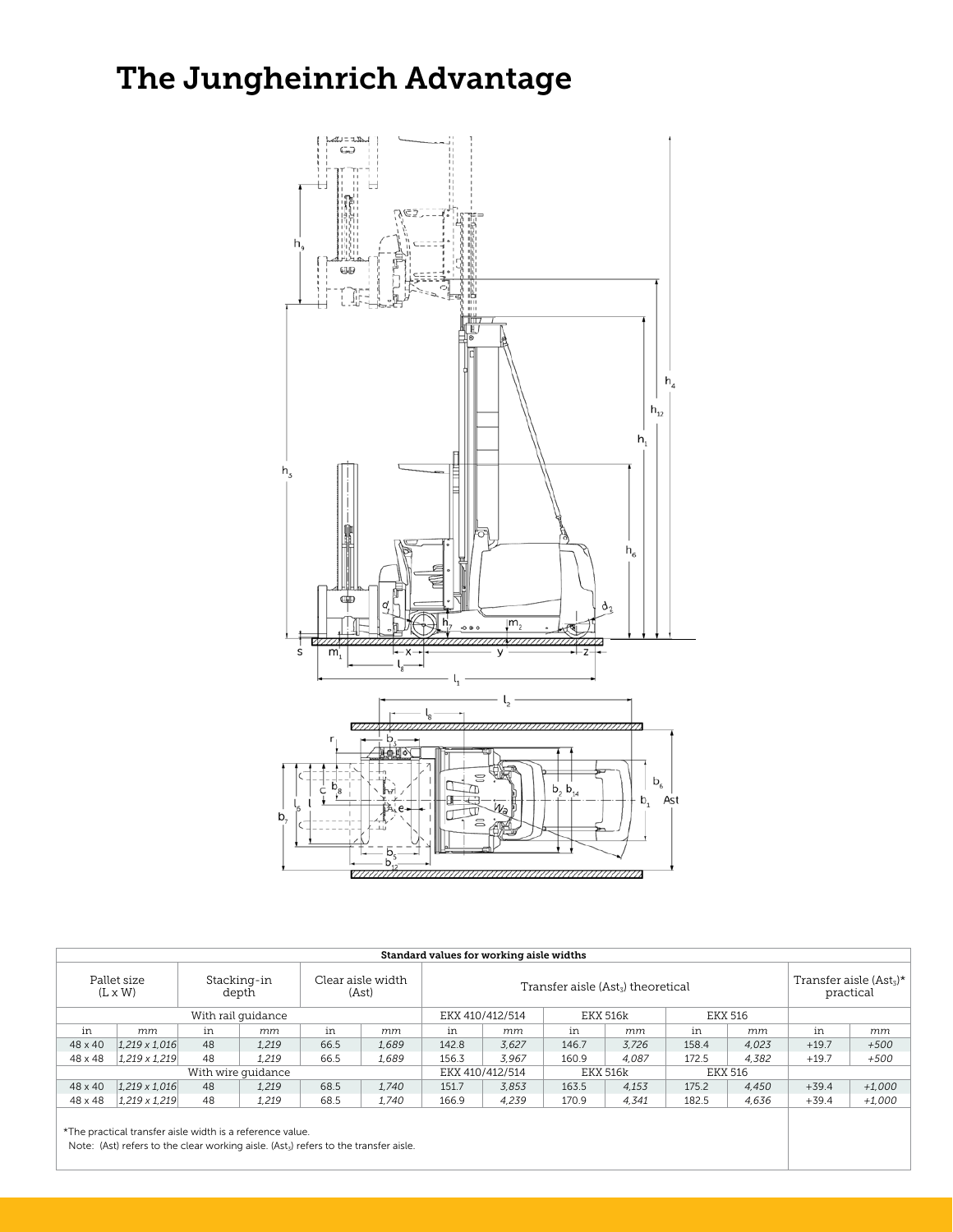# The Jungheinrich Advantage

| Standard values for working aisle widths | | | | | | | | | | | | | |
|---|---|---|---|---|---|---|---|---|---|---|---|---|---|
| Pallet size (L x W) | | Stacking-in depth | | Clear aisle width (Ast) | | Transfer aisle ($Ast_3$) theoretical | | | | | | Transfer aisle ($Ast_3$)* practical | |
| With rail guidance | | | | | | EKX 410/412/514 | | EKX 516k | | EKX 516 | | | |
| in | mm | in | mm | in | mm | in | mm | in | mm | in | mm | in | mm |
| 48 x 40 | *1,219 x 1,016* | 48 | *1,219* | 66.5 | *1,689* | 142.8 | *3,627* | 146.7 | *3,726* | 158.4 | *4,023* | +19.7 | *+500* |
| 48 x 48 | *1,219 x 1,219* | 48 | *1,219* | 66.5 | *1,689* | 156.3 | *3,967* | 160.9 | *4,087* | 172.5 | *4,382* | +19.7 | *+500* |
| With wire guidance | | | | | | EKX 410/412/514 | | EKX 516k | | EKX 516 | | | |
| 48 x 40 | *1,219 x 1,016* | 48 | *1,219* | 68.5 | *1,740* | 151.7 | *3,853* | 163.5 | *4,153* | 175.2 | *4,450* | +39.4 | *+1,000* |
| 48 x 48 | *1,219 x 1,219* | 48 | *1,219* | 68.5 | *1,740* | 166.9 | *4,239* | 170.9 | *4,341* | 182.5 | *4,636* | +39.4 | *+1,000* |

*The practical transfer aisle width is a reference value.
Note: (Ast) refers to the clear working aisle. ($Ast_3$) refers to the transfer aisle.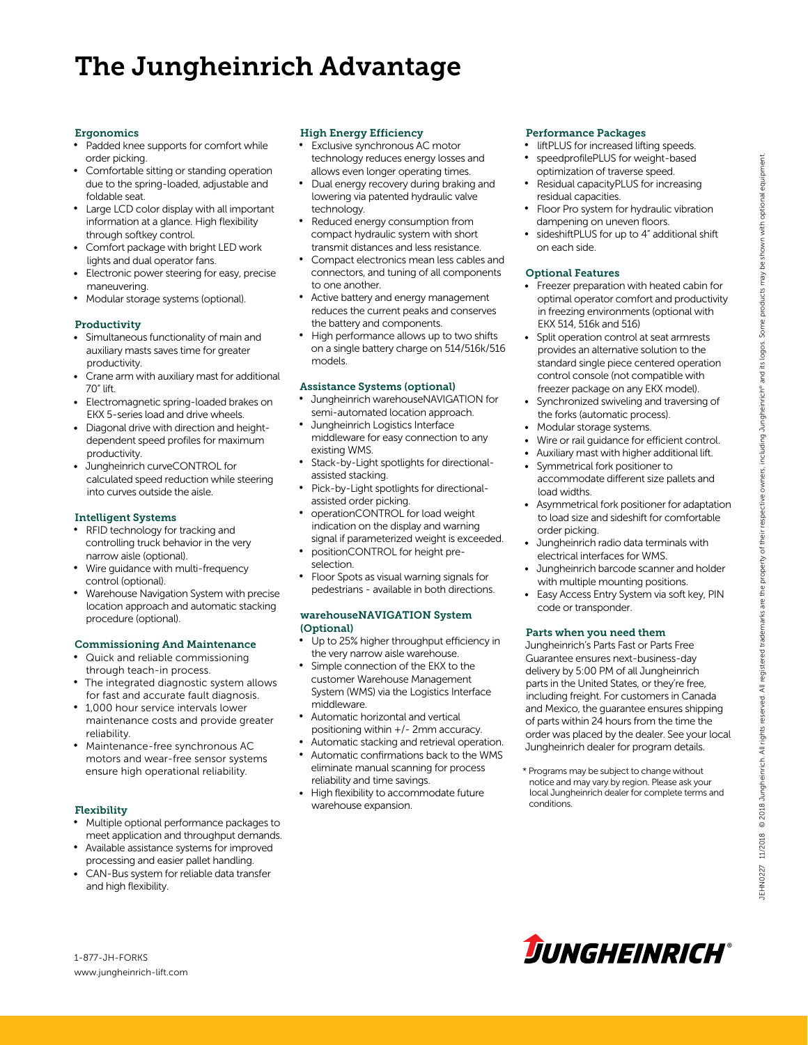# The Jungheinrich Advantage

## Ergonomics

- Padded knee supports for comfort while order picking.
- Comfortable sitting or standing operation due to the spring-loaded, adjustable and foldable seat.
- Large LCD color display with all important information at a glance. High flexibility through softkey control.
- Comfort package with bright LED work lights and dual operator fans.
- Electronic power steering for easy, precise maneuvering.
- Modular storage systems (optional).

## Productivity

- Simultaneous functionality of main and auxiliary masts saves time for greater productivity.
- Crane arm with auxiliary mast for additional 70" lift.
- Electromagnetic spring-loaded brakes on EKX 5-series load and drive wheels.
- Diagonal drive with direction and height-dependent speed profiles for maximum productivity.
- Jungheinrich curveCONTROL for calculated speed reduction while steering into curves outside the aisle.

## Intelligent Systems

- RFID technology for tracking and controlling truck behavior in the very narrow aisle (optional).
- Wire guidance with multi-frequency control (optional).
- Warehouse Navigation System with precise location approach and automatic stacking procedure (optional).

## Commissioning And Maintenance

- Quick and reliable commissioning through teach-in process.
- The integrated diagnostic system allows for fast and accurate fault diagnosis.
- 1,000 hour service intervals lower maintenance costs and provide greater reliability.
- Maintenance-free synchronous AC motors and wear-free sensor systems ensure high operational reliability.

## Flexibility

- Multiple optional performance packages to meet application and throughput demands.
- Available assistance systems for improved processing and easier pallet handling.
- CAN-Bus system for reliable data transfer and high flexibility.

## High Energy Efficiency

- Exclusive synchronous AC motor technology reduces energy losses and allows even longer operating times.
- Dual energy recovery during braking and lowering via patented hydraulic valve technology.
- Reduced energy consumption from compact hydraulic system with short transmit distances and less resistance.
- Compact electronics mean less cables and connectors, and tuning of all components to one another.
- Active battery and energy management reduces the current peaks and conserves the battery and components.
- High performance allows up to two shifts on a single battery charge on 514/516k/516 models.

## Assistance Systems (optional)

- Jungheinrich warehouseNAVIGATION for semi-automated location approach.
- Jungheinrich Logistics Interface middleware for easy connection to any existing WMS.
- Stack-by-Light spotlights for directional-assisted stacking.
- Pick-by-Light spotlights for directional-assisted order picking.
- operationCONTROL for load weight indication on the display and warning signal if parameterized weight is exceeded.
- positionCONTROL for height pre-selection.
- Floor Spots as visual warning signals for pedestrians - available in both directions.

## warehouseNAVIGATION System (Optional)

- Up to 25% higher throughput efficiency in the very narrow aisle warehouse.
- Simple connection of the EKX to the customer Warehouse Management System (WMS) via the Logistics Interface middleware.
- Automatic horizontal and vertical positioning within +/- 2mm accuracy.
- Automatic stacking and retrieval operation.
- Automatic confirmations back to the WMS eliminate manual scanning for process reliability and time savings.
- High flexibility to accommodate future warehouse expansion.

## Performance Packages

- liftPLUS for increased lifting speeds.
- speedprofilePLUS for weight-based optimization of traverse speed.
- Residual capacityPLUS for increasing residual capacities.
- Floor Pro system for hydraulic vibration dampening on uneven floors.
- sideshiftPLUS for up to 4" additional shift on each side.

## Optional Features

- Freezer preparation with heated cabin for optimal operator comfort and productivity in freezing environments (optional with EKX 514, 516k and 516)
- Split operation control at seat armrests provides an alternative solution to the standard single piece centered operation control console (not compatible with freezer package on any EKX model).
- Synchronized swiveling and traversing of the forks (automatic process).
- Modular storage systems.
- Wire or rail guidance for efficient control.
- Auxiliary mast with higher additional lift.
- Symmetrical fork positioner to accommodate different size pallets and load widths.
- Asymmetrical fork positioner for adaptation to load size and sideshift for comfortable order picking.
- Jungheinrich radio data terminals with electrical interfaces for WMS.
- Jungheinrich barcode scanner and holder with multiple mounting positions.
- Easy Access Entry System via soft key, PIN code or transponder.

## Parts when you need them

Jungheinrich's Parts Fast or Parts Free Guarantee ensures next-business-day delivery by 5:00 PM of all Jungheinrich parts in the United States, or they're free, including freight. For customers in Canada and Mexico, the guarantee ensures shipping of parts within 24 hours from the time the order was placed by the dealer. See your local Jungheinrich dealer for program details.

* Programs may be subject to change without notice and may vary by region. Please ask your local Jungheinrich dealer for complete terms and conditions.

1-877-JH-FORKS
www.jungheinrich-lift.com

JUNGHEINRICH®

JEHN0227 11/2018 © 2018 Jungheinrich. All rights reserved. All registered trademarks are the property of their respective owners, including Jungheinrich® and its logos. Some products may be shown with optional equipment.